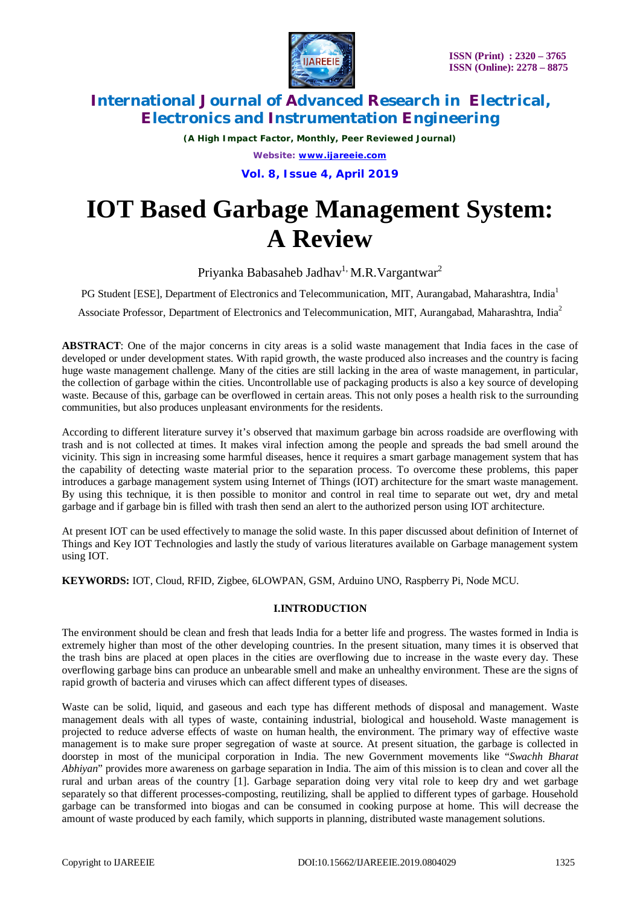# IOT Based Garbage Management System: A Review

Priyanka Babasaheb Jadhav[1], M.R.Vargantwar[2]

PG Student [ESE], Department of Electronics and Telecommunication, MIT, Aurangabad, Maharashtra, India[1]

Associate Professor, Department of Electronics and Telecommunication, MIT, Aurangabad, Maharashtra, India[2]

**ABSTRACT**: One of the major concerns in city areas is a solid waste management that India faces in the case of developed or under development states. With rapid growth, the waste produced also increases and the country is facing huge waste management challenge. Many of the cities are still lacking in the area of waste management, in particular, the collection of garbage within the cities. Uncontrollable use of packaging products is also a key source of developing waste. Because of this, garbage can be overflowed in certain areas. This not only poses a health risk to the surrounding communities, but also produces unpleasant environments for the residents.

According to different literature survey it's observed that maximum garbage bin across roadside are overflowing with trash and is not collected at times. It makes viral infection among the people and spreads the bad smell around the vicinity. This sign in increasing some harmful diseases, hence it requires a smart garbage management system that has the capability of detecting waste material prior to the separation process. To overcome these problems, this paper introduces a garbage management system using Internet of Things (IOT) architecture for the smart waste management. By using this technique, it is then possible to monitor and control in real time to separate out wet, dry and metal garbage and if garbage bin is filled with trash then send an alert to the authorized person using IOT architecture.

At present IOT can be used effectively to manage the solid waste. In this paper discussed about definition of Internet of Things and Key IOT Technologies and lastly the study of various literatures available on Garbage management system using IOT.

**KEYWORDS:** IOT, Cloud, RFID, Zigbee, 6LOWPAN, GSM, Arduino UNO, Raspberry Pi, Node MCU.

## I.INTRODUCTION

The environment should be clean and fresh that leads India for a better life and progress. The wastes formed in India is extremely higher than most of the other developing countries. In the present situation, many times it is observed that the trash bins are placed at open places in the cities are overflowing due to increase in the waste every day. These overflowing garbage bins can produce an unbearable smell and make an unhealthy environment. These are the signs of rapid growth of bacteria and viruses which can affect different types of diseases.

Waste can be solid, liquid, and gaseous and each type has different methods of disposal and management. Waste management deals with all types of waste, containing industrial, biological and household. Waste management is projected to reduce adverse effects of waste on human health, the environment. The primary way of effective waste management is to make sure proper segregation of waste at source. At present situation, the garbage is collected in doorstep in most of the municipal corporation in India. The new Government movements like "*Swachh Bharat Abhiyan*" provides more awareness on garbage separation in India. The aim of this mission is to clean and cover all the rural and urban areas of the country [1]. Garbage separation doing very vital role to keep dry and wet garbage separately so that different processes-composting, reutilizing, shall be applied to different types of garbage. Household garbage can be transformed into biogas and can be consumed in cooking purpose at home. This will decrease the amount of waste produced by each family, which supports in planning, distributed waste management solutions.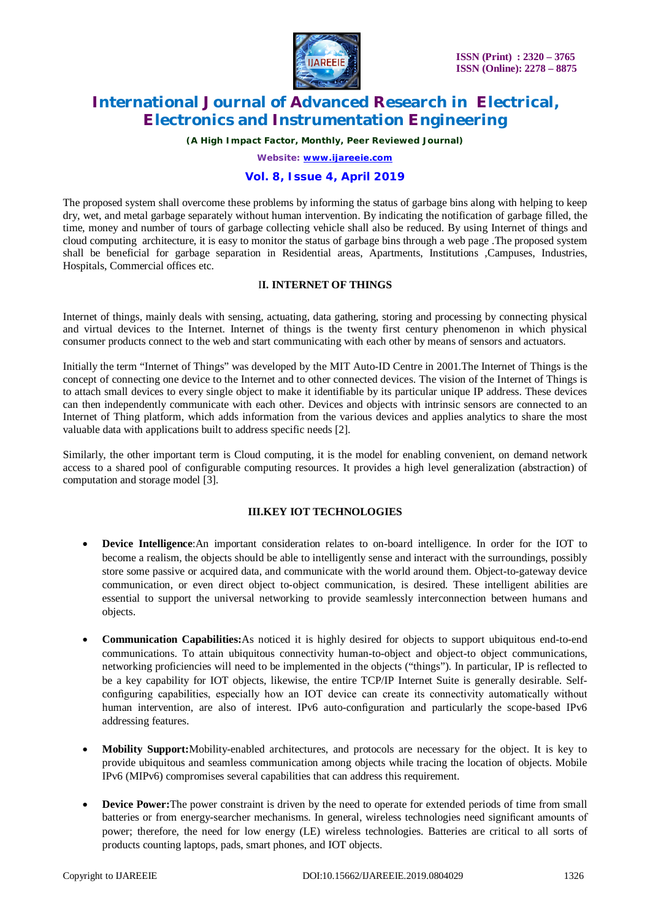The proposed system shall overcome these problems by informing the status of garbage bins along with helping to keep dry, wet, and metal garbage separately without human intervention. By indicating the notification of garbage filled, the time, money and number of tours of garbage collecting vehicle shall also be reduced. By using Internet of things and cloud computing architecture, it is easy to monitor the status of garbage bins through a web page .The proposed system shall be beneficial for garbage separation in Residential areas, Apartments, Institutions ,Campuses, Industries, Hospitals, Commercial offices etc.

## II. INTERNET OF THINGS

Internet of things, mainly deals with sensing, actuating, data gathering, storing and processing by connecting physical and virtual devices to the Internet. Internet of things is the twenty first century phenomenon in which physical consumer products connect to the web and start communicating with each other by means of sensors and actuators.

Initially the term "Internet of Things" was developed by the MIT Auto-ID Centre in 2001.The Internet of Things is the concept of connecting one device to the Internet and to other connected devices. The vision of the Internet of Things is to attach small devices to every single object to make it identifiable by its particular unique IP address. These devices can then independently communicate with each other. Devices and objects with intrinsic sensors are connected to an Internet of Thing platform, which adds information from the various devices and applies analytics to share the most valuable data with applications built to address specific needs [2].

Similarly, the other important term is Cloud computing, it is the model for enabling convenient, on demand network access to a shared pool of configurable computing resources. It provides a high level generalization (abstraction) of computation and storage model [3].

## III.KEY IOT TECHNOLOGIES

- **Device Intelligence**:An important consideration relates to on-board intelligence. In order for the IOT to become a realism, the objects should be able to intelligently sense and interact with the surroundings, possibly store some passive or acquired data, and communicate with the world around them. Object-to-gateway device communication, or even direct object to-object communication, is desired. These intelligent abilities are essential to support the universal networking to provide seamlessly interconnection between humans and objects.

- **Communication Capabilities:**As noticed it is highly desired for objects to support ubiquitous end-to-end communications. To attain ubiquitous connectivity human-to-object and object-to object communications, networking proficiencies will need to be implemented in the objects ("things"). In particular, IP is reflected to be a key capability for IOT objects, likewise, the entire TCP/IP Internet Suite is generally desirable. Self-configuring capabilities, especially how an IOT device can create its connectivity automatically without human intervention, are also of interest. IPv6 auto-configuration and particularly the scope-based IPv6 addressing features.

- **Mobility Support:**Mobility-enabled architectures, and protocols are necessary for the object. It is key to provide ubiquitous and seamless communication among objects while tracing the location of objects. Mobile IPv6 (MIPv6) compromises several capabilities that can address this requirement.

- **Device Power:**The power constraint is driven by the need to operate for extended periods of time from small batteries or from energy-searcher mechanisms. In general, wireless technologies need significant amounts of power; therefore, the need for low energy (LE) wireless technologies. Batteries are critical to all sorts of products counting laptops, pads, smart phones, and IOT objects.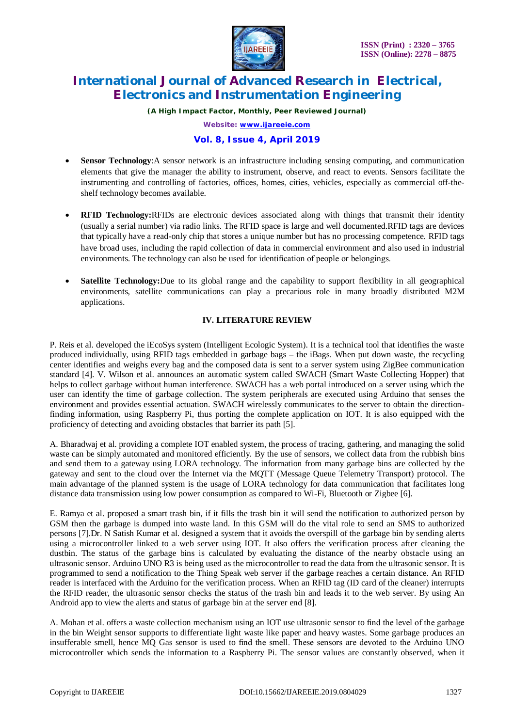- **Sensor Technology**:A sensor network is an infrastructure including sensing computing, and communication elements that give the manager the ability to instrument, observe, and react to events. Sensors facilitate the instrumenting and controlling of factories, offices, homes, cities, vehicles, especially as commercial off-the-shelf technology becomes available.

- **RFID Technology:**RFIDs are electronic devices associated along with things that transmit their identity (usually a serial number) via radio links. The RFID space is large and well documented.RFID tags are devices that typically have a read-only chip that stores a unique number but has no processing competence. RFID tags have broad uses, including the rapid collection of data in commercial environment and also used in industrial environments. The technology can also be used for identification of people or belongings.

- **Satellite Technology:**Due to its global range and the capability to support flexibility in all geographical environments, satellite communications can play a precarious role in many broadly distributed M2M applications.

## IV. LITERATURE REVIEW

P. Reis et al. developed the iEcoSys system (Intelligent Ecologic System). It is a technical tool that identifies the waste produced individually, using RFID tags embedded in garbage bags – the iBags. When put down waste, the recycling center identifies and weighs every bag and the composed data is sent to a server system using ZigBee communication standard [4]. V. Wilson et al. announces an automatic system called SWACH (Smart Waste Collecting Hopper) that helps to collect garbage without human interference. SWACH has a web portal introduced on a server using which the user can identify the time of garbage collection. The system peripherals are executed using Arduino that senses the environment and provides essential actuation. SWACH wirelessly communicates to the server to obtain the direction-finding information, using Raspberry Pi, thus porting the complete application on IOT. It is also equipped with the proficiency of detecting and avoiding obstacles that barrier its path [5].

A. Bharadwaj et al. providing a complete IOT enabled system, the process of tracing, gathering, and managing the solid waste can be simply automated and monitored efficiently. By the use of sensors, we collect data from the rubbish bins and send them to a gateway using LORA technology. The information from many garbage bins are collected by the gateway and sent to the cloud over the Internet via the MQTT (Message Queue Telemetry Transport) protocol. The main advantage of the planned system is the usage of LORA technology for data communication that facilitates long distance data transmission using low power consumption as compared to Wi-Fi, Bluetooth or Zigbee [6].

E. Ramya et al. proposed a smart trash bin, if it fills the trash bin it will send the notification to authorized person by GSM then the garbage is dumped into waste land. In this GSM will do the vital role to send an SMS to authorized persons [7].Dr. N Satish Kumar et al. designed a system that it avoids the overspill of the garbage bin by sending alerts using a microcontroller linked to a web server using IOT. It also offers the verification process after cleaning the dustbin. The status of the garbage bins is calculated by evaluating the distance of the nearby obstacle using an ultrasonic sensor. Arduino UNO R3 is being used as the microcontroller to read the data from the ultrasonic sensor. It is programmed to send a notification to the Thing Speak web server if the garbage reaches a certain distance. An RFID reader is interfaced with the Arduino for the verification process. When an RFID tag (ID card of the cleaner) interrupts the RFID reader, the ultrasonic sensor checks the status of the trash bin and leads it to the web server. By using An Android app to view the alerts and status of garbage bin at the server end [8].

A. Mohan et al. offers a waste collection mechanism using an IOT use ultrasonic sensor to find the level of the garbage in the bin Weight sensor supports to differentiate light waste like paper and heavy wastes. Some garbage produces an insufferable smell, hence MQ Gas sensor is used to find the smell. These sensors are devoted to the Arduino UNO microcontroller which sends the information to a Raspberry Pi. The sensor values are constantly observed, when it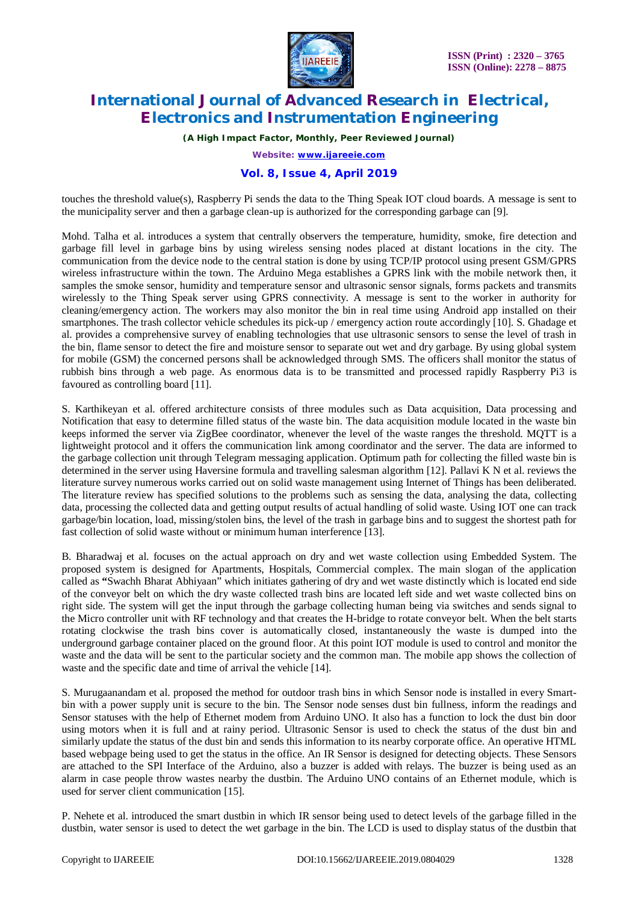touches the threshold value(s), Raspberry Pi sends the data to the Thing Speak IOT cloud boards. A message is sent to the municipality server and then a garbage clean-up is authorized for the corresponding garbage can [9].

Mohd. Talha et al. introduces a system that centrally observers the temperature, humidity, smoke, fire detection and garbage fill level in garbage bins by using wireless sensing nodes placed at distant locations in the city. The communication from the device node to the central station is done by using TCP/IP protocol using present GSM/GPRS wireless infrastructure within the town. The Arduino Mega establishes a GPRS link with the mobile network then, it samples the smoke sensor, humidity and temperature sensor and ultrasonic sensor signals, forms packets and transmits wirelessly to the Thing Speak server using GPRS connectivity. A message is sent to the worker in authority for cleaning/emergency action. The workers may also monitor the bin in real time using Android app installed on their smartphones. The trash collector vehicle schedules its pick-up / emergency action route accordingly [10]. S. Ghadage et al. provides a comprehensive survey of enabling technologies that use ultrasonic sensors to sense the level of trash in the bin, flame sensor to detect the fire and moisture sensor to separate out wet and dry garbage. By using global system for mobile (GSM) the concerned persons shall be acknowledged through SMS. The officers shall monitor the status of rubbish bins through a web page. As enormous data is to be transmitted and processed rapidly Raspberry Pi3 is favoured as controlling board [11].

S. Karthikeyan et al. offered architecture consists of three modules such as Data acquisition, Data processing and Notification that easy to determine filled status of the waste bin. The data acquisition module located in the waste bin keeps informed the server via ZigBee coordinator, whenever the level of the waste ranges the threshold. MQTT is a lightweight protocol and it offers the communication link among coordinator and the server. The data are informed to the garbage collection unit through Telegram messaging application. Optimum path for collecting the filled waste bin is determined in the server using Haversine formula and travelling salesman algorithm [12]. Pallavi K N et al. reviews the literature survey numerous works carried out on solid waste management using Internet of Things has been deliberated. The literature review has specified solutions to the problems such as sensing the data, analysing the data, collecting data, processing the collected data and getting output results of actual handling of solid waste. Using IOT one can track garbage/bin location, load, missing/stolen bins, the level of the trash in garbage bins and to suggest the shortest path for fast collection of solid waste without or minimum human interference [13].

B. Bharadwaj et al. focuses on the actual approach on dry and wet waste collection using Embedded System. The proposed system is designed for Apartments, Hospitals, Commercial complex. The main slogan of the application called as **"**Swachh Bharat Abhiyaan" which initiates gathering of dry and wet waste distinctly which is located end side of the conveyor belt on which the dry waste collected trash bins are located left side and wet waste collected bins on right side. The system will get the input through the garbage collecting human being via switches and sends signal to the Micro controller unit with RF technology and that creates the H-bridge to rotate conveyor belt. When the belt starts rotating clockwise the trash bins cover is automatically closed, instantaneously the waste is dumped into the underground garbage container placed on the ground floor. At this point IOT module is used to control and monitor the waste and the data will be sent to the particular society and the common man. The mobile app shows the collection of waste and the specific date and time of arrival the vehicle [14].

S. Murugaanandam et al. proposed the method for outdoor trash bins in which Sensor node is installed in every Smart-bin with a power supply unit is secure to the bin. The Sensor node senses dust bin fullness, inform the readings and Sensor statuses with the help of Ethernet modem from Arduino UNO. It also has a function to lock the dust bin door using motors when it is full and at rainy period. Ultrasonic Sensor is used to check the status of the dust bin and similarly update the status of the dust bin and sends this information to its nearby corporate office. An operative HTML based webpage being used to get the status in the office. An IR Sensor is designed for detecting objects. These Sensors are attached to the SPI Interface of the Arduino, also a buzzer is added with relays. The buzzer is being used as an alarm in case people throw wastes nearby the dustbin. The Arduino UNO contains of an Ethernet module, which is used for server client communication [15].

P. Nehete et al. introduced the smart dustbin in which IR sensor being used to detect levels of the garbage filled in the dustbin, water sensor is used to detect the wet garbage in the bin. The LCD is used to display status of the dustbin that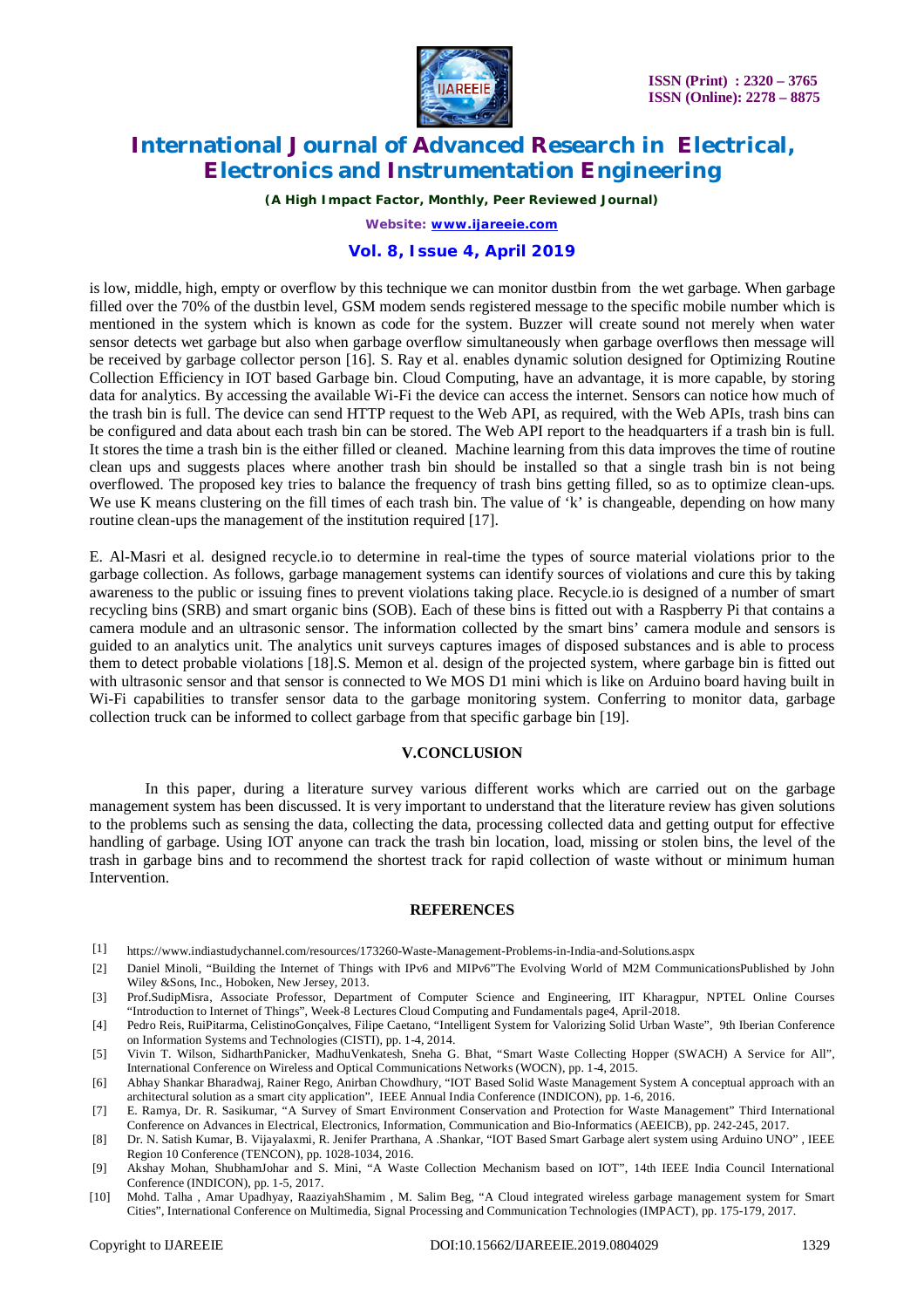is low, middle, high, empty or overflow by this technique we can monitor dustbin from the wet garbage. When garbage filled over the 70% of the dustbin level, GSM modem sends registered message to the specific mobile number which is mentioned in the system which is known as code for the system. Buzzer will create sound not merely when water sensor detects wet garbage but also when garbage overflow simultaneously when garbage overflows then message will be received by garbage collector person [16]. S. Ray et al. enables dynamic solution designed for Optimizing Routine Collection Efficiency in IOT based Garbage bin. Cloud Computing, have an advantage, it is more capable, by storing data for analytics. By accessing the available Wi-Fi the device can access the internet. Sensors can notice how much of the trash bin is full. The device can send HTTP request to the Web API, as required, with the Web APIs, trash bins can be configured and data about each trash bin can be stored. The Web API report to the headquarters if a trash bin is full. It stores the time a trash bin is the either filled or cleaned. Machine learning from this data improves the time of routine clean ups and suggests places where another trash bin should be installed so that a single trash bin is not being overflowed. The proposed key tries to balance the frequency of trash bins getting filled, so as to optimize clean-ups. We use K means clustering on the fill times of each trash bin. The value of 'k' is changeable, depending on how many routine clean-ups the management of the institution required [17].

E. Al-Masri et al. designed recycle.io to determine in real-time the types of source material violations prior to the garbage collection. As follows, garbage management systems can identify sources of violations and cure this by taking awareness to the public or issuing fines to prevent violations taking place. Recycle.io is designed of a number of smart recycling bins (SRB) and smart organic bins (SOB). Each of these bins is fitted out with a Raspberry Pi that contains a camera module and an ultrasonic sensor. The information collected by the smart bins' camera module and sensors is guided to an analytics unit. The analytics unit surveys captures images of disposed substances and is able to process them to detect probable violations [18].S. Memon et al. design of the projected system, where garbage bin is fitted out with ultrasonic sensor and that sensor is connected to We MOS D1 mini which is like on Arduino board having built in Wi-Fi capabilities to transfer sensor data to the garbage monitoring system. Conferring to monitor data, garbage collection truck can be informed to collect garbage from that specific garbage bin [19].

## V.CONCLUSION

In this paper, during a literature survey various different works which are carried out on the garbage management system has been discussed. It is very important to understand that the literature review has given solutions to the problems such as sensing the data, collecting the data, processing collected data and getting output for effective handling of garbage. Using IOT anyone can track the trash bin location, load, missing or stolen bins, the level of the trash in garbage bins and to recommend the shortest track for rapid collection of waste without or minimum human Intervention.

## REFERENCES

[1] https://www.indiastudychannel.com/resources/173260-Waste-Management-Problems-in-India-and-Solutions.aspx

[2] Daniel Minoli, "Building the Internet of Things with IPv6 and MIPv6"The Evolving World of M2M CommunicationsPublished by John Wiley &Sons, Inc., Hoboken, New Jersey, 2013.

[3] Prof.SudipMisra, Associate Professor, Department of Computer Science and Engineering, IIT Kharagpur, NPTEL Online Courses "Introduction to Internet of Things", Week-8 Lectures Cloud Computing and Fundamentals page4, April-2018.

[4] Pedro Reis, RuiPitarma, CelistinoGonçalves, Filipe Caetano, "Intelligent System for Valorizing Solid Urban Waste", 9th Iberian Conference on Information Systems and Technologies (CISTI), pp. 1-4, 2014.

[5] Vivin T. Wilson, SidharthPanicker, MadhuVenkatesh, Sneha G. Bhat, "Smart Waste Collecting Hopper (SWACH) A Service for All", International Conference on Wireless and Optical Communications Networks (WOCN), pp. 1-4, 2015.

[6] Abhay Shankar Bharadwaj, Rainer Rego, Anirban Chowdhury, "IOT Based Solid Waste Management System A conceptual approach with an architectural solution as a smart city application", IEEE Annual India Conference (INDICON), pp. 1-6, 2016.

[7] E. Ramya, Dr. R. Sasikumar, "A Survey of Smart Environment Conservation and Protection for Waste Management" Third International Conference on Advances in Electrical, Electronics, Information, Communication and Bio-Informatics (AEEICB), pp. 242-245, 2017.

[8] Dr. N. Satish Kumar, B. Vijayalaxmi, R. Jenifer Prarthana, A .Shankar, "IOT Based Smart Garbage alert system using Arduino UNO" , IEEE Region 10 Conference (TENCON), pp. 1028-1034, 2016.

[9] Akshay Mohan, ShubhamJohar and S. Mini, "A Waste Collection Mechanism based on IOT", 14th IEEE India Council International Conference (INDICON), pp. 1-5, 2017.

[10] Mohd. Talha , Amar Upadhyay, RaaziyahShamim , M. Salim Beg, "A Cloud integrated wireless garbage management system for Smart Cities", International Conference on Multimedia, Signal Processing and Communication Technologies (IMPACT), pp. 175-179, 2017.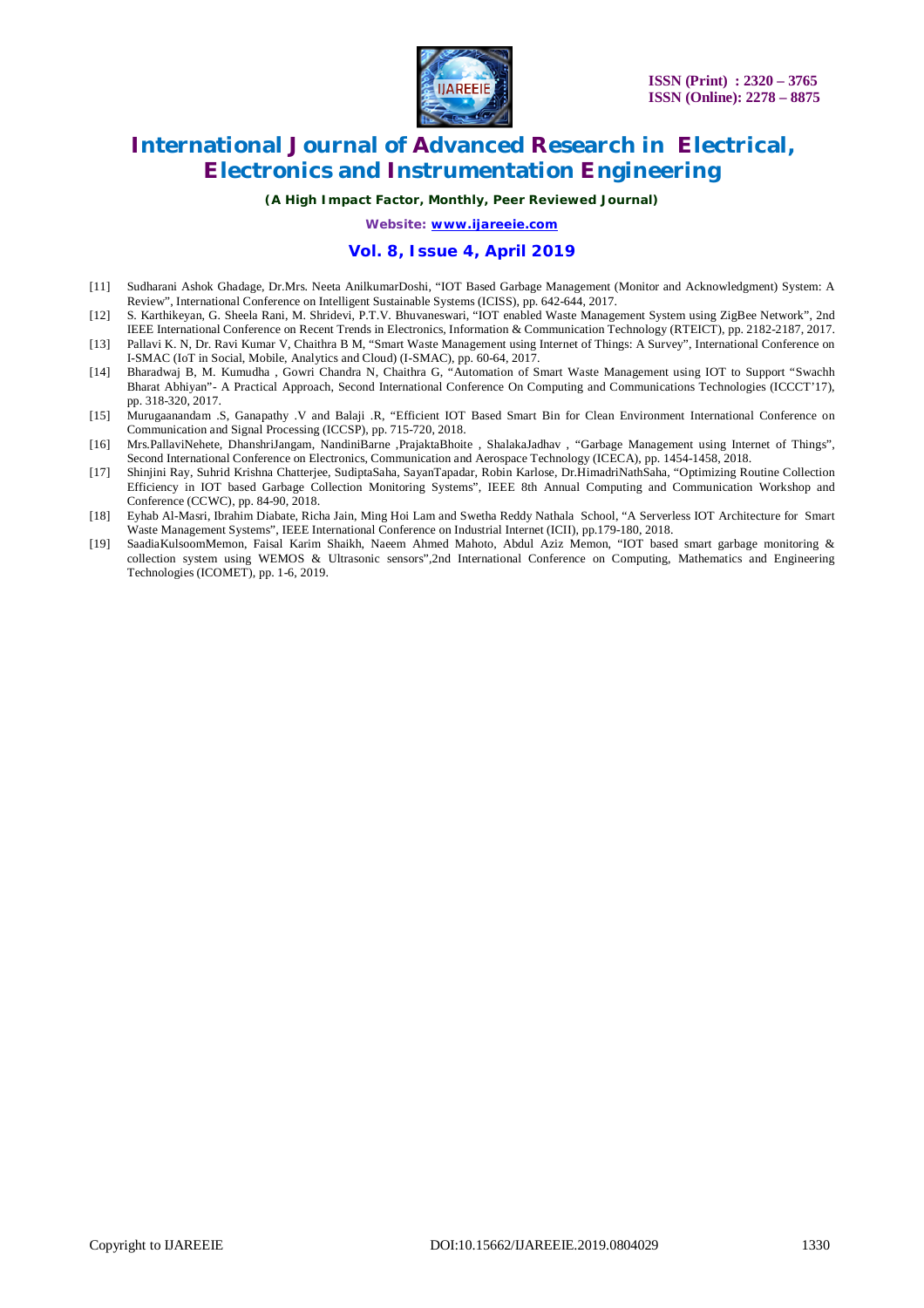[11] Sudharani Ashok Ghadage, Dr.Mrs. Neeta AnilkumarDoshi, "IOT Based Garbage Management (Monitor and Acknowledgment) System: A Review", International Conference on Intelligent Sustainable Systems (ICISS), pp. 642-644, 2017.

[12] S. Karthikeyan, G. Sheela Rani, M. Shridevi, P.T.V. Bhuvaneswari, "IOT enabled Waste Management System using ZigBee Network", 2nd IEEE International Conference on Recent Trends in Electronics, Information & Communication Technology (RTEICT), pp. 2182-2187, 2017.

[13] Pallavi K. N, Dr. Ravi Kumar V, Chaithra B M, "Smart Waste Management using Internet of Things: A Survey", International Conference on I-SMAC (IoT in Social, Mobile, Analytics and Cloud) (I-SMAC), pp. 60-64, 2017.

[14] Bharadwaj B, M. Kumudha , Gowri Chandra N, Chaithra G, "Automation of Smart Waste Management using IOT to Support "Swachh Bharat Abhiyan"- A Practical Approach, Second International Conference On Computing and Communications Technologies (ICCCT'17), pp. 318-320, 2017.

[15] Murugaanandam .S, Ganapathy .V and Balaji .R, "Efficient IOT Based Smart Bin for Clean Environment International Conference on Communication and Signal Processing (ICCSP), pp. 715-720, 2018.

[16] Mrs.PallaviNehete, DhanshriJangam, NandiniBarne ,PrajaktaBhoite , ShalakaJadhav , "Garbage Management using Internet of Things", Second International Conference on Electronics, Communication and Aerospace Technology (ICECA), pp. 1454-1458, 2018.

[17] Shinjini Ray, Suhrid Krishna Chatterjee, SudiptaSaha, SayanTapadar, Robin Karlose, Dr.HimadriNathSaha, "Optimizing Routine Collection Efficiency in IOT based Garbage Collection Monitoring Systems", IEEE 8th Annual Computing and Communication Workshop and Conference (CCWC), pp. 84-90, 2018.

[18] Eyhab Al-Masri, Ibrahim Diabate, Richa Jain, Ming Hoi Lam and Swetha Reddy Nathala School, "A Serverless IOT Architecture for Smart Waste Management Systems", IEEE International Conference on Industrial Internet (ICII), pp.179-180, 2018.

[19] SaadiaKulsoomMemon, Faisal Karim Shaikh, Naeem Ahmed Mahoto, Abdul Aziz Memon, "IOT based smart garbage monitoring & collection system using WEMOS & Ultrasonic sensors",2nd International Conference on Computing, Mathematics and Engineering Technologies (ICOMET), pp. 1-6, 2019.